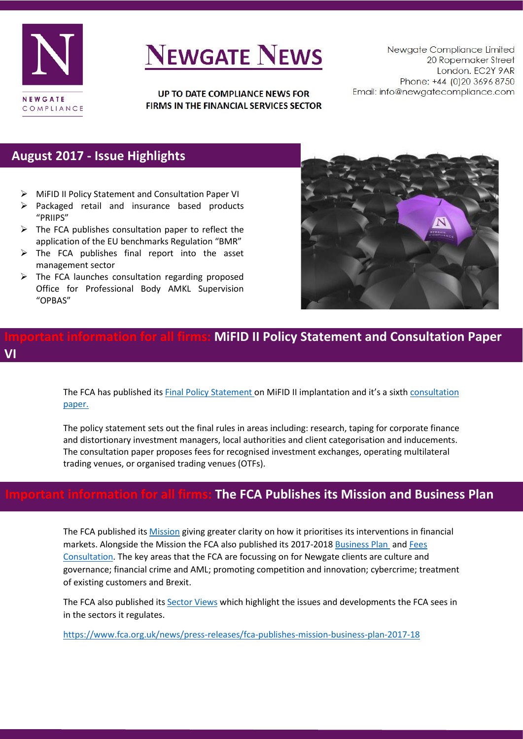# NEWGATE NEWS

**UP TO DATE COMPLIANCE NEWS FOR FIRMS IN THE FINANCIAL SERVICES SECTOR**

Newgate Compliance Limited
20 Ropemaker Street
London. EC2Y 9AR
Phone: +44 (0)20 3696 8750
Email: info@newgatecompliance.com

## August 2017 - Issue Highlights

- MiFID II Policy Statement and Consultation Paper VI
- Packaged retail and insurance based products "PRIIPS"
- The FCA publishes consultation paper to reflect the application of the EU benchmarks Regulation "BMR"
- The FCA publishes final report into the asset management sector
- The FCA launches consultation regarding proposed Office for Professional Body AMKL Supervision "OPBAS"

## Important information for all firms: MiFID II Policy Statement and Consultation Paper VI

The FCA has published its Final Policy Statement on MiFID II implantation and it's a sixth consultation paper.

The policy statement sets out the final rules in areas including: research, taping for corporate finance and distortionary investment managers, local authorities and client categorisation and inducements. The consultation paper proposes fees for recognised investment exchanges, operating multilateral trading venues, or organised trading venues (OTFs).

## Important information for all firms: The FCA Publishes its Mission and Business Plan

The FCA published its Mission giving greater clarity on how it prioritises its interventions in financial markets. Alongside the Mission the FCA also published its 2017-2018 Business Plan and Fees Consultation. The key areas that the FCA are focussing on for Newgate clients are culture and governance; financial crime and AML; promoting competition and innovation; cybercrime; treatment of existing customers and Brexit.

The FCA also published its Sector Views which highlight the issues and developments the FCA sees in in the sectors it regulates.

https://www.fca.org.uk/news/press-releases/fca-publishes-mission-business-plan-2017-18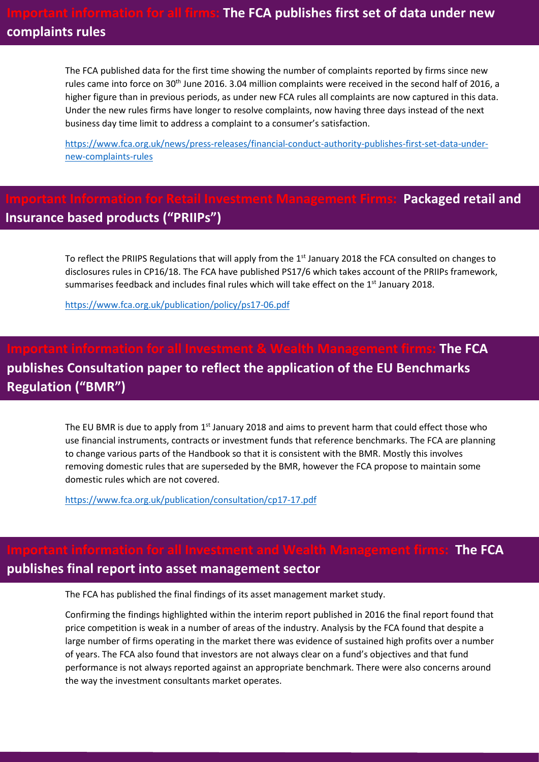## Important information for all firms: The FCA publishes first set of data under new complaints rules

The FCA published data for the first time showing the number of complaints reported by firms since new rules came into force on 30th June 2016. 3.04 million complaints were received in the second half of 2016, a higher figure than in previous periods, as under new FCA rules all complaints are now captured in this data. Under the new rules firms have longer to resolve complaints, now having three days instead of the next business day time limit to address a complaint to a consumer's satisfaction.

https://www.fca.org.uk/news/press-releases/financial-conduct-authority-publishes-first-set-data-under-new-complaints-rules

## Important Information for Retail Investment Management Firms: Packaged retail and Insurance based products ("PRIIPs")

To reflect the PRIIPS Regulations that will apply from the 1st January 2018 the FCA consulted on changes to disclosures rules in CP16/18. The FCA have published PS17/6 which takes account of the PRIIPs framework, summarises feedback and includes final rules which will take effect on the 1st January 2018.

https://www.fca.org.uk/publication/policy/ps17-06.pdf

## Important information for all Investment & Wealth Management firms: The FCA publishes Consultation paper to reflect the application of the EU Benchmarks Regulation ("BMR")

The EU BMR is due to apply from 1st January 2018 and aims to prevent harm that could effect those who use financial instruments, contracts or investment funds that reference benchmarks. The FCA are planning to change various parts of the Handbook so that it is consistent with the BMR. Mostly this involves removing domestic rules that are superseded by the BMR, however the FCA propose to maintain some domestic rules which are not covered.

https://www.fca.org.uk/publication/consultation/cp17-17.pdf

## Important information for all Investment and Wealth Management firms: The FCA publishes final report into asset management sector

The FCA has published the final findings of its asset management market study.

Confirming the findings highlighted within the interim report published in 2016 the final report found that price competition is weak in a number of areas of the industry. Analysis by the FCA found that despite a large number of firms operating in the market there was evidence of sustained high profits over a number of years. The FCA also found that investors are not always clear on a fund's objectives and that fund performance is not always reported against an appropriate benchmark. There were also concerns around the way the investment consultants market operates.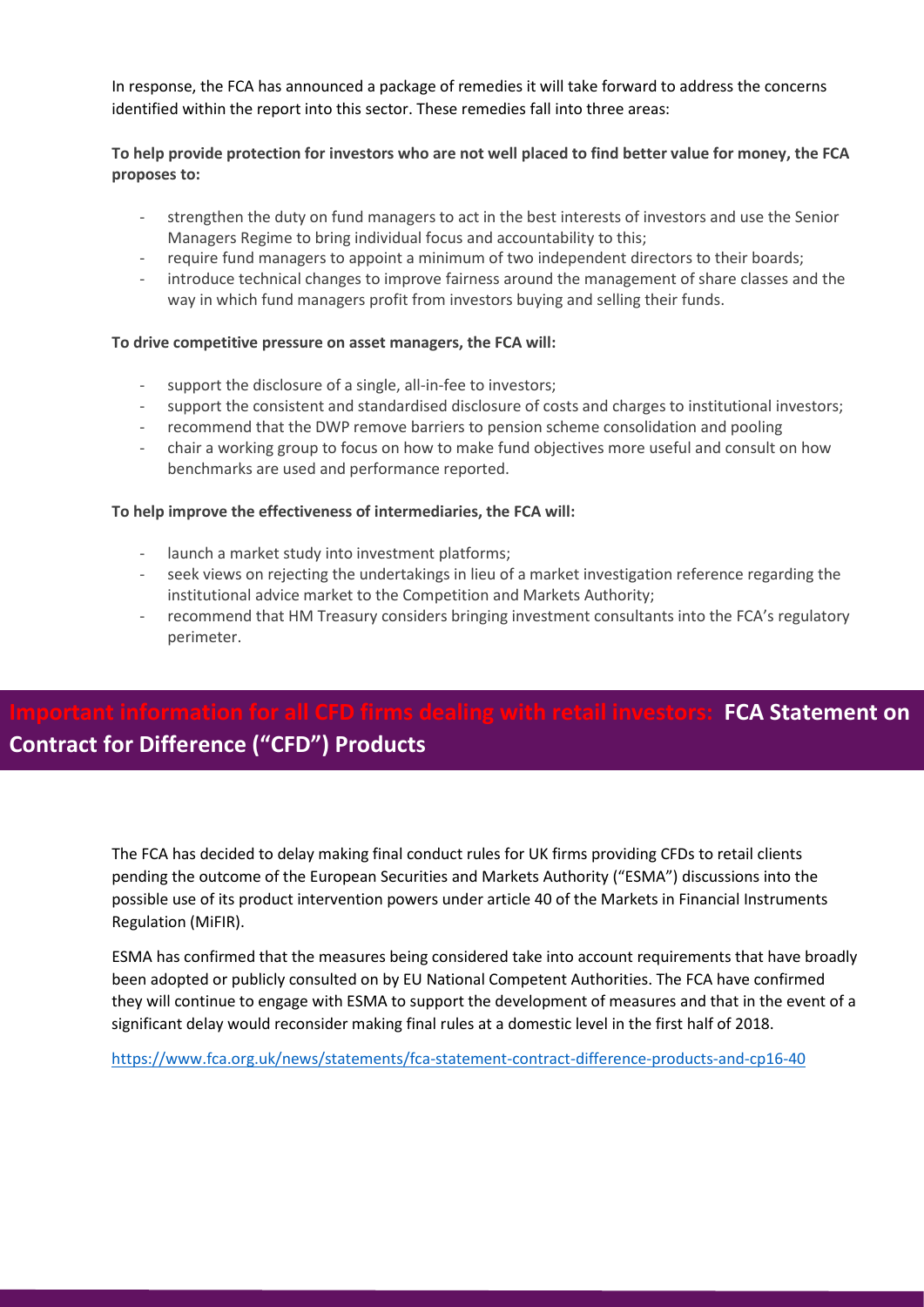In response, the FCA has announced a package of remedies it will take forward to address the concerns identified within the report into this sector. These remedies fall into three areas:

**To help provide protection for investors who are not well placed to find better value for money, the FCA proposes to:**

- strengthen the duty on fund managers to act in the best interests of investors and use the Senior Managers Regime to bring individual focus and accountability to this;
- require fund managers to appoint a minimum of two independent directors to their boards;
- introduce technical changes to improve fairness around the management of share classes and the way in which fund managers profit from investors buying and selling their funds.

**To drive competitive pressure on asset managers, the FCA will:**

- support the disclosure of a single, all-in-fee to investors;
- support the consistent and standardised disclosure of costs and charges to institutional investors;
- recommend that the DWP remove barriers to pension scheme consolidation and pooling
- chair a working group to focus on how to make fund objectives more useful and consult on how benchmarks are used and performance reported.

**To help improve the effectiveness of intermediaries, the FCA will:**

- launch a market study into investment platforms;
- seek views on rejecting the undertakings in lieu of a market investigation reference regarding the institutional advice market to the Competition and Markets Authority;
- recommend that HM Treasury considers bringing investment consultants into the FCA's regulatory perimeter.

## Important information for all CFD firms dealing with retail investors: FCA Statement on Contract for Difference ("CFD") Products

The FCA has decided to delay making final conduct rules for UK firms providing CFDs to retail clients pending the outcome of the European Securities and Markets Authority ("ESMA") discussions into the possible use of its product intervention powers under article 40 of the Markets in Financial Instruments Regulation (MiFIR).

ESMA has confirmed that the measures being considered take into account requirements that have broadly been adopted or publicly consulted on by EU National Competent Authorities. The FCA have confirmed they will continue to engage with ESMA to support the development of measures and that in the event of a significant delay would reconsider making final rules at a domestic level in the first half of 2018.

https://www.fca.org.uk/news/statements/fca-statement-contract-difference-products-and-cp16-40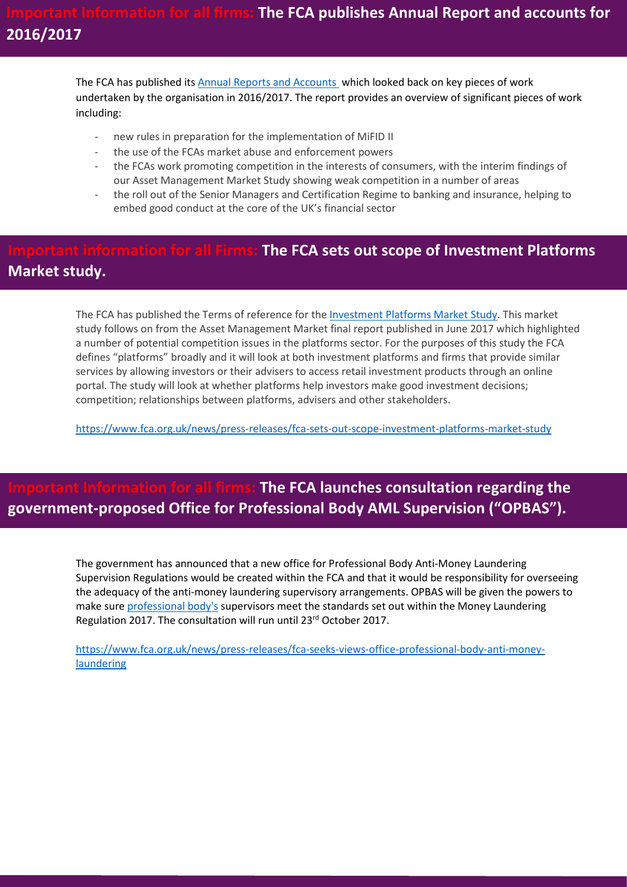## Important Information for all firms: The FCA publishes Annual Report and accounts for 2016/2017

The FCA has published its Annual Reports and Accounts which looked back on key pieces of work undertaken by the organisation in 2016/2017. The report provides an overview of significant pieces of work including:

- new rules in preparation for the implementation of MiFID II
- the use of the FCAs market abuse and enforcement powers
- the FCAs work promoting competition in the interests of consumers, with the interim findings of our Asset Management Market Study showing weak competition in a number of areas
- the roll out of the Senior Managers and Certification Regime to banking and insurance, helping to embed good conduct at the core of the UK's financial sector

## Important information for all Firms: The FCA sets out scope of Investment Platforms Market study.

The FCA has published the Terms of reference for the Investment Platforms Market Study. This market study follows on from the Asset Management Market final report published in June 2017 which highlighted a number of potential competition issues in the platforms sector. For the purposes of this study the FCA defines "platforms" broadly and it will look at both investment platforms and firms that provide similar services by allowing investors or their advisers to access retail investment products through an online portal. The study will look at whether platforms help investors make good investment decisions; competition; relationships between platforms, advisers and other stakeholders.

https://www.fca.org.uk/news/press-releases/fca-sets-out-scope-investment-platforms-market-study

## Important Information for all firms: The FCA launches consultation regarding the government-proposed Office for Professional Body AML Supervision ("OPBAS").

The government has announced that a new office for Professional Body Anti-Money Laundering Supervision Regulations would be created within the FCA and that it would be responsibility for overseeing the adequacy of the anti-money laundering supervisory arrangements. OPBAS will be given the powers to make sure professional body's supervisors meet the standards set out within the Money Laundering Regulation 2017. The consultation will run until 23rd October 2017.

https://www.fca.org.uk/news/press-releases/fca-seeks-views-office-professional-body-anti-money-laundering